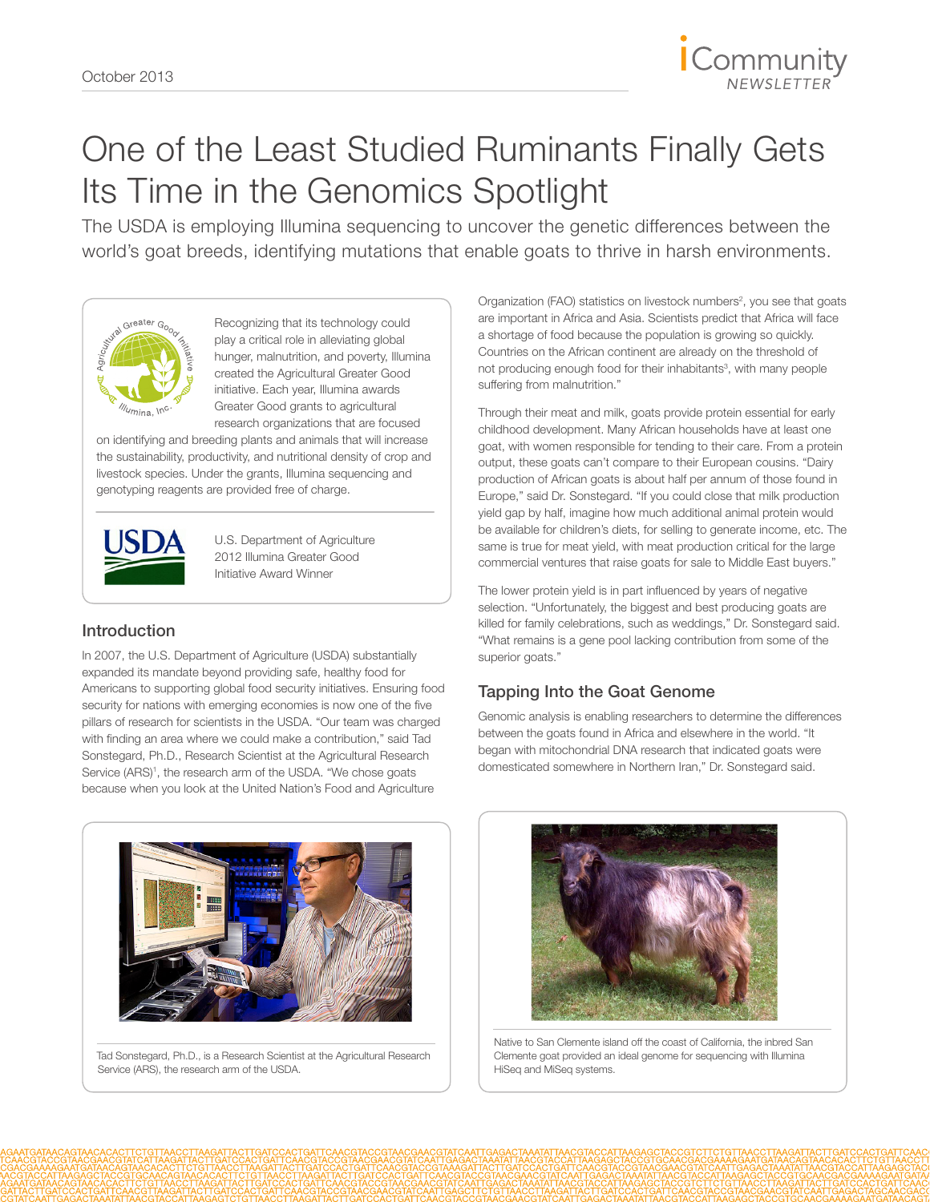# One of the Least Studied Ruminants Finally Gets Its Time in the Genomics Spotlight

The USDA is employing Illumina sequencing to uncover the genetic differences between the world's goat breeds, identifying mutations that enable goats to thrive in harsh environments.

Recognizing that its technology could play a critical role in alleviating global hunger, malnutrition, and poverty, Illumina created the Agricultural Greater Good initiative. Each year, Illumina awards Greater Good grants to agricultural research organizations that are focused on identifying and breeding plants and animals that will increase the sustainability, productivity, and nutritional density of crop and livestock species. Under the grants, Illumina sequencing and genotyping reagents are provided free of charge.

U.S. Department of Agriculture
2012 Illumina Greater Good Initiative Award Winner

## Introduction

In 2007, the U.S. Department of Agriculture (USDA) substantially expanded its mandate beyond providing safe, healthy food for Americans to supporting global food security initiatives. Ensuring food security for nations with emerging economies is now one of the five pillars of research for scientists in the USDA. "Our team was charged with finding an area where we could make a contribution," said Tad Sonstegard, Ph.D., Research Scientist at the Agricultural Research Service (ARS)[1], the research arm of the USDA. "We chose goats because when you look at the United Nation's Food and Agriculture Organization (FAO) statistics on livestock numbers[2], you see that goats are important in Africa and Asia. Scientists predict that Africa will face a shortage of food because the population is growing so quickly. Countries on the African continent are already on the threshold of not producing enough food for their inhabitants[3], with many people suffering from malnutrition."

Through their meat and milk, goats provide protein essential for early childhood development. Many African households have at least one goat, with women responsible for tending to their care. From a protein output, these goats can't compare to their European cousins. "Dairy production of African goats is about half per annum of those found in Europe," said Dr. Sonstegard. "If you could close that milk production yield gap by half, imagine how much additional animal protein would be available for children's diets, for selling to generate income, etc. The same is true for meat yield, with meat production critical for the large commercial ventures that raise goats for sale to Middle East buyers."

The lower protein yield is in part influenced by years of negative selection. "Unfortunately, the biggest and best producing goats are killed for family celebrations, such as weddings," Dr. Sonstegard said. "What remains is a gene pool lacking contribution from some of the superior goats."

## Tapping Into the Goat Genome

Genomic analysis is enabling researchers to determine the differences between the goats found in Africa and elsewhere in the world. "It began with mitochondrial DNA research that indicated goats were domesticated somewhere in Northern Iran," Dr. Sonstegard said.

Tad Sonstegard, Ph.D., is a Research Scientist at the Agricultural Research Service (ARS), the research arm of the USDA.

Native to San Clemente island off the coast of California, the inbred San Clemente goat provided an ideal genome for sequencing with Illumina HiSeq and MiSeq systems.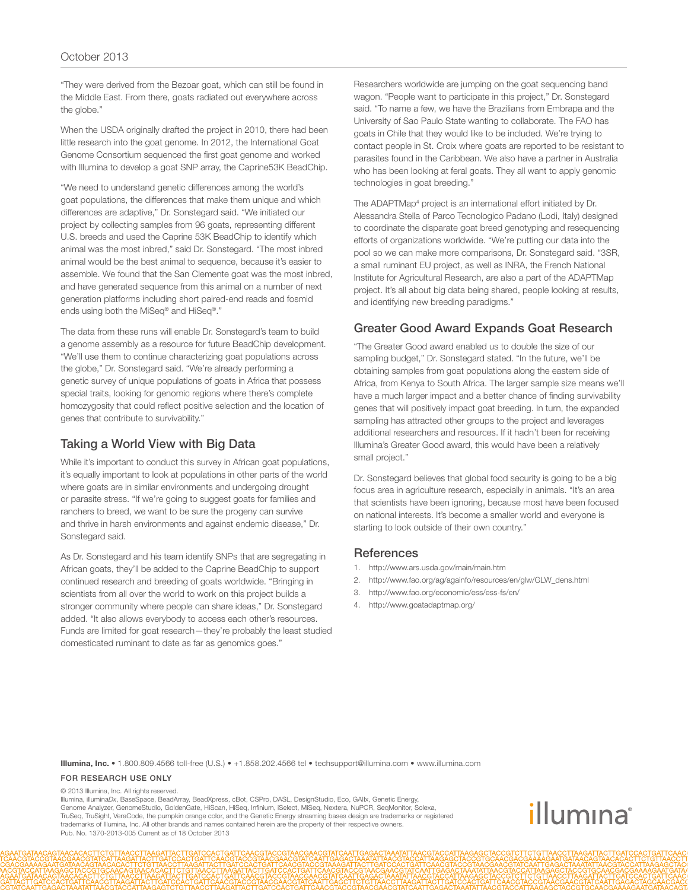"They were derived from the Bezoar goat, which can still be found in the Middle East. From there, goats radiated out everywhere across the globe."

When the USDA originally drafted the project in 2010, there had been little research into the goat genome. In 2012, the International Goat Genome Consortium sequenced the first goat genome and worked with Illumina to develop a goat SNP array, the Caprine53K BeadChip.

"We need to understand genetic differences among the world's goat populations, the differences that make them unique and which differences are adaptive," Dr. Sonstegard said. "We initiated our project by collecting samples from 96 goats, representing different U.S. breeds and used the Caprine 53K BeadChip to identify which animal was the most inbred," said Dr. Sonstegard. "The most inbred animal would be the best animal to sequence, because it's easier to assemble. We found that the San Clemente goat was the most inbred, and have generated sequence from this animal on a number of next generation platforms including short paired-end reads and fosmid ends using both the MiSeq® and HiSeq®."

The data from these runs will enable Dr. Sonstegard's team to build a genome assembly as a resource for future BeadChip development. "We'll use them to continue characterizing goat populations across the globe," Dr. Sonstegard said. "We're already performing a genetic survey of unique populations of goats in Africa that possess special traits, looking for genomic regions where there's complete homozygosity that could reflect positive selection and the location of genes that contribute to survivability."

## Taking a World View with Big Data

While it's important to conduct this survey in African goat populations, it's equally important to look at populations in other parts of the world where goats are in similar environments and undergoing drought or parasite stress. "If we're going to suggest goats for families and ranchers to breed, we want to be sure the progeny can survive and thrive in harsh environments and against endemic disease," Dr. Sonstegard said.

As Dr. Sonstegard and his team identify SNPs that are segregating in African goats, they'll be added to the Caprine BeadChip to support continued research and breeding of goats worldwide. "Bringing in scientists from all over the world to work on this project builds a stronger community where people can share ideas," Dr. Sonstegard added. "It also allows everybody to access each other's resources. Funds are limited for goat research—they're probably the least studied domesticated ruminant to date as far as genomics goes."

Researchers worldwide are jumping on the goat sequencing band wagon. "People want to participate in this project," Dr. Sonstegard said. "To name a few, we have the Brazilians from Embrapa and the University of Sao Paulo State wanting to collaborate. The FAO has goats in Chile that they would like to be included. We're trying to contact people in St. Croix where goats are reported to be resistant to parasites found in the Caribbean. We also have a partner in Australia who has been looking at feral goats. They all want to apply genomic technologies in goat breeding."

The ADAPTMap[4] project is an international effort initiated by Dr. Alessandra Stella of Parco Tecnologico Padano (Lodi, Italy) designed to coordinate the disparate goat breed genotyping and resequencing efforts of organizations worldwide. "We're putting our data into the pool so we can make more comparisons, Dr. Sonstegard said. "3SR, a small ruminant EU project, as well as INRA, the French National Institute for Agricultural Research, are also a part of the ADAPTMap project. It's all about big data being shared, people looking at results, and identifying new breeding paradigms."

## Greater Good Award Expands Goat Research

"The Greater Good award enabled us to double the size of our sampling budget," Dr. Sonstegard stated. "In the future, we'll be obtaining samples from goat populations along the eastern side of Africa, from Kenya to South Africa. The larger sample size means we'll have a much larger impact and a better chance of finding survivability genes that will positively impact goat breeding. In turn, the expanded sampling has attracted other groups to the project and leverages additional researchers and resources. If it hadn't been for receiving Illumina's Greater Good award, this would have been a relatively small project."

Dr. Sonstegard believes that global food security is going to be a big focus area in agriculture research, especially in animals. "It's an area that scientists have been ignoring, because most have been focused on national interests. It's become a smaller world and everyone is starting to look outside of their own country."

## References

1. http://www.ars.usda.gov/main/main.htm
2. http://www.fao.org/ag/againfo/resources/en/glw/GLW_dens.html
3. http://www.fao.org/economic/ess/ess-fs/en/
4. http://www.goatadaptmap.org/

**Illumina, Inc.** • 1.800.809.4566 toll-free (U.S.) • +1.858.202.4566 tel • techsupport@illumina.com • www.illumina.com

FOR RESEARCH USE ONLY

© 2013 Illumina, Inc. All rights reserved.
Illumina, illumina*Dx*, BaseSpace, BeadArray, BeadXpress, cBot, CSPro, DASL, DesignStudio, Eco, GAIIx, Genetic Energy, Genome Analyzer, GenomeStudio, GoldenGate, HiScan, HiSeq, Infinium, iSelect, MiSeq, Nextera, NuPCR, SeqMonitor, Solexa, TruSeq, TruSight, VeraCode, the pumpkin orange color, and the Genetic Energy streaming bases design are trademarks or registered trademarks of Illumina, Inc. All other brands and names contained herein are the property of their respective owners.
Pub. No. 1370-2013-005 Current as of 18 October 2013

illumina®